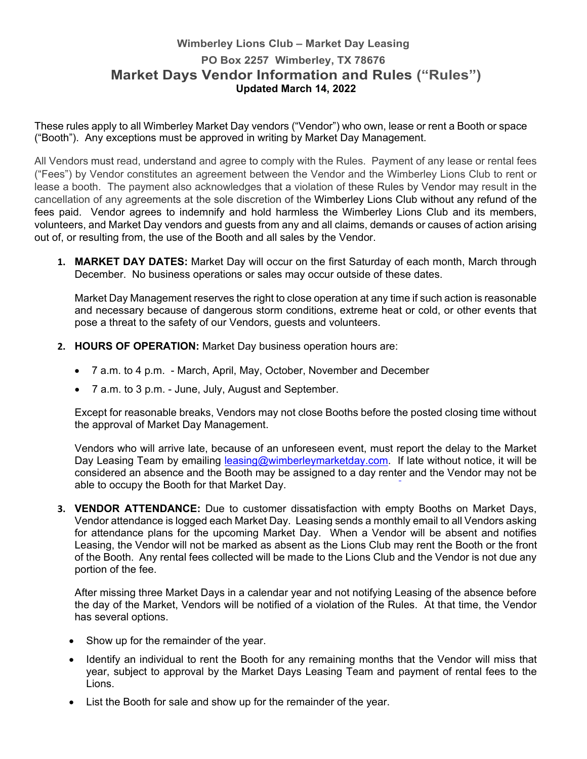# Wimberley Lions Club – Market Day Leasing

PO Box 2257 Wimberley, TX 78676

## Market Days Vendor Information and Rules ("Rules")

**Updated March 14, 2022**

These rules apply to all Wimberley Market Day vendors ("Vendor") who own, lease or rent a Booth or space ("Booth"). Any exceptions must be approved in writing by Market Day Management.

All Vendors must read, understand and agree to comply with the Rules. Payment of any lease or rental fees ("Fees") by Vendor constitutes an agreement between the Vendor and the Wimberley Lions Club to rent or lease a booth. The payment also acknowledges that a violation of these Rules by Vendor may result in the cancellation of any agreements at the sole discretion of the Wimberley Lions Club without any refund of the fees paid. Vendor agrees to indemnify and hold harmless the Wimberley Lions Club and its members, volunteers, and Market Day vendors and guests from any and all claims, demands or causes of action arising out of, or resulting from, the use of the Booth and all sales by the Vendor.

1. **MARKET DAY DATES:** Market Day will occur on the first Saturday of each month, March through December. No business operations or sales may occur outside of these dates.

   Market Day Management reserves the right to close operation at any time if such action is reasonable and necessary because of dangerous storm conditions, extreme heat or cold, or other events that pose a threat to the safety of our Vendors, guests and volunteers.

2. **HOURS OF OPERATION:** Market Day business operation hours are:

   - 7 a.m. to 4 p.m. - March, April, May, October, November and December
   - 7 a.m. to 3 p.m. - June, July, August and September.

   Except for reasonable breaks, Vendors may not close Booths before the posted closing time without the approval of Market Day Management.

   Vendors who will arrive late, because of an unforeseen event, must report the delay to the Market Day Leasing Team by emailing leasing@wimberleymarketday.com. If late without notice, it will be considered an absence and the Booth may be assigned to a day renter and the Vendor may not be able to occupy the Booth for that Market Day.

3. **VENDOR ATTENDANCE:** Due to customer dissatisfaction with empty Booths on Market Days, Vendor attendance is logged each Market Day. Leasing sends a monthly email to all Vendors asking for attendance plans for the upcoming Market Day. When a Vendor will be absent and notifies Leasing, the Vendor will not be marked as absent as the Lions Club may rent the Booth or the front of the Booth. Any rental fees collected will be made to the Lions Club and the Vendor is not due any portion of the fee.

   After missing three Market Days in a calendar year and not notifying Leasing of the absence before the day of the Market, Vendors will be notified of a violation of the Rules. At that time, the Vendor has several options.

   - Show up for the remainder of the year.
   - Identify an individual to rent the Booth for any remaining months that the Vendor will miss that year, subject to approval by the Market Days Leasing Team and payment of rental fees to the Lions.
   - List the Booth for sale and show up for the remainder of the year.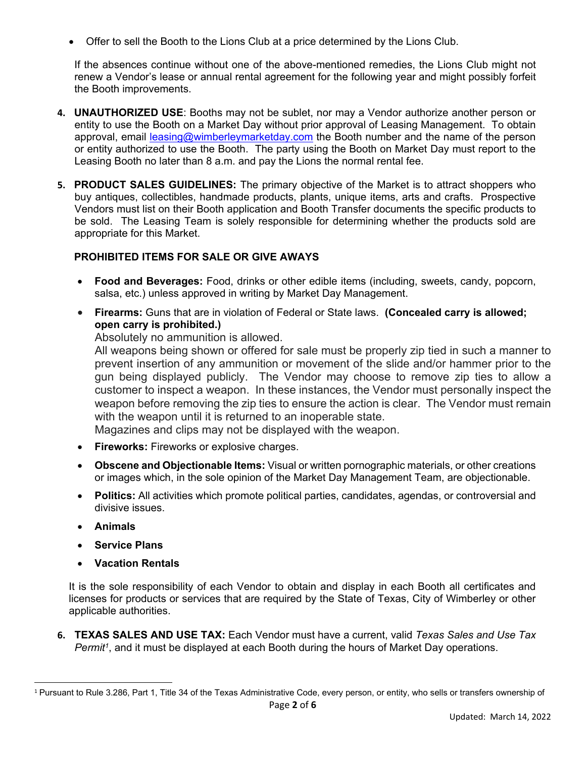- Offer to sell the Booth to the Lions Club at a price determined by the Lions Club.

If the absences continue without one of the above-mentioned remedies, the Lions Club might not renew a Vendor's lease or annual rental agreement for the following year and might possibly forfeit the Booth improvements.

4. **UNAUTHORIZED USE**: Booths may not be sublet, nor may a Vendor authorize another person or entity to use the Booth on a Market Day without prior approval of Leasing Management. To obtain approval, email leasing@wimberleymarketday.com the Booth number and the name of the person or entity authorized to use the Booth. The party using the Booth on Market Day must report to the Leasing Booth no later than 8 a.m. and pay the Lions the normal rental fee.

5. **PRODUCT SALES GUIDELINES:** The primary objective of the Market is to attract shoppers who buy antiques, collectibles, handmade products, plants, unique items, arts and crafts. Prospective Vendors must list on their Booth application and Booth Transfer documents the specific products to be sold. The Leasing Team is solely responsible for determining whether the products sold are appropriate for this Market.

   **PROHIBITED ITEMS FOR SALE OR GIVE AWAYS**

   - **Food and Beverages:** Food, drinks or other edible items (including, sweets, candy, popcorn, salsa, etc.) unless approved in writing by Market Day Management.
   - **Firearms:** Guns that are in violation of Federal or State laws. **(Concealed carry is allowed; open carry is prohibited.)**
     Absolutely no ammunition is allowed.
     All weapons being shown or offered for sale must be properly zip tied in such a manner to prevent insertion of any ammunition or movement of the slide and/or hammer prior to the gun being displayed publicly. The Vendor may choose to remove zip ties to allow a customer to inspect a weapon. In these instances, the Vendor must personally inspect the weapon before removing the zip ties to ensure the action is clear. The Vendor must remain with the weapon until it is returned to an inoperable state.
     Magazines and clips may not be displayed with the weapon.
   - **Fireworks:** Fireworks or explosive charges.
   - **Obscene and Objectionable Items:** Visual or written pornographic materials, or other creations or images which, in the sole opinion of the Market Day Management Team, are objectionable.
   - **Politics:** All activities which promote political parties, candidates, agendas, or controversial and divisive issues.
   - **Animals**
   - **Service Plans**
   - **Vacation Rentals**

   It is the sole responsibility of each Vendor to obtain and display in each Booth all certificates and licenses for products or services that are required by the State of Texas, City of Wimberley or other applicable authorities.

6. **TEXAS SALES AND USE TAX:** Each Vendor must have a current, valid *Texas Sales and Use Tax Permit*[1], and it must be displayed at each Booth during the hours of Market Day operations.

[1] Pursuant to Rule 3.286, Part 1, Title 34 of the Texas Administrative Code, every person, or entity, who sells or transfers ownership of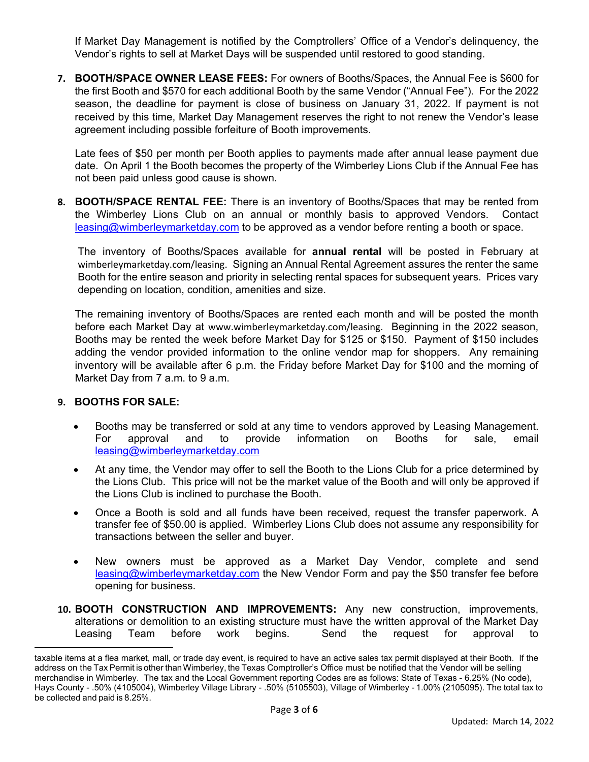If Market Day Management is notified by the Comptrollers' Office of a Vendor's delinquency, the Vendor's rights to sell at Market Days will be suspended until restored to good standing.

7. **BOOTH/SPACE OWNER LEASE FEES:** For owners of Booths/Spaces, the Annual Fee is $600 for the first Booth and $570 for each additional Booth by the same Vendor ("Annual Fee"). For the 2022 season, the deadline for payment is close of business on January 31, 2022. If payment is not received by this time, Market Day Management reserves the right to not renew the Vendor's lease agreement including possible forfeiture of Booth improvements.

   Late fees of $50 per month per Booth applies to payments made after annual lease payment due date. On April 1 the Booth becomes the property of the Wimberley Lions Club if the Annual Fee has not been paid unless good cause is shown.

8. **BOOTH/SPACE RENTAL FEE:** There is an inventory of Booths/Spaces that may be rented from the Wimberley Lions Club on an annual or monthly basis to approved Vendors. Contact leasing@wimberleymarketday.com to be approved as a vendor before renting a booth or space.

   The inventory of Booths/Spaces available for **annual rental** will be posted in February at wimberleymarketday.com/leasing. Signing an Annual Rental Agreement assures the renter the same Booth for the entire season and priority in selecting rental spaces for subsequent years. Prices vary depending on location, condition, amenities and size.

   The remaining inventory of Booths/Spaces are rented each month and will be posted the month before each Market Day at www.wimberleymarketday.com/leasing. Beginning in the 2022 season, Booths may be rented the week before Market Day for $125 or $150. Payment of $150 includes adding the vendor provided information to the online vendor map for shoppers. Any remaining inventory will be available after 6 p.m. the Friday before Market Day for $100 and the morning of Market Day from 7 a.m. to 9 a.m.

9. **BOOTHS FOR SALE:**

   - Booths may be transferred or sold at any time to vendors approved by Leasing Management. For approval and to provide information on Booths for sale, email leasing@wimberleymarketday.com
   - At any time, the Vendor may offer to sell the Booth to the Lions Club for a price determined by the Lions Club. This price will not be the market value of the Booth and will only be approved if the Lions Club is inclined to purchase the Booth.
   - Once a Booth is sold and all funds have been received, request the transfer paperwork. A transfer fee of $50.00 is applied. Wimberley Lions Club does not assume any responsibility for transactions between the seller and buyer.
   - New owners must be approved as a Market Day Vendor, complete and send leasing@wimberleymarketday.com the New Vendor Form and pay the $50 transfer fee before opening for business.

10. **BOOTH CONSTRUCTION AND IMPROVEMENTS:** Any new construction, improvements, alterations or demolition to an existing structure must have the written approval of the Market Day Leasing Team before work begins. Send the request for approval to

---

taxable items at a flea market, mall, or trade day event, is required to have an active sales tax permit displayed at their Booth. If the address on the Tax Permit is other than Wimberley, the Texas Comptroller's Office must be notified that the Vendor will be selling merchandise in Wimberley. The tax and the Local Government reporting Codes are as follows: State of Texas - 6.25% (No code), Hays County - .50% (4105004), Wimberley Village Library - .50% (5105503), Village of Wimberley - 1.00% (2105095). The total tax to be collected and paid is 8.25%.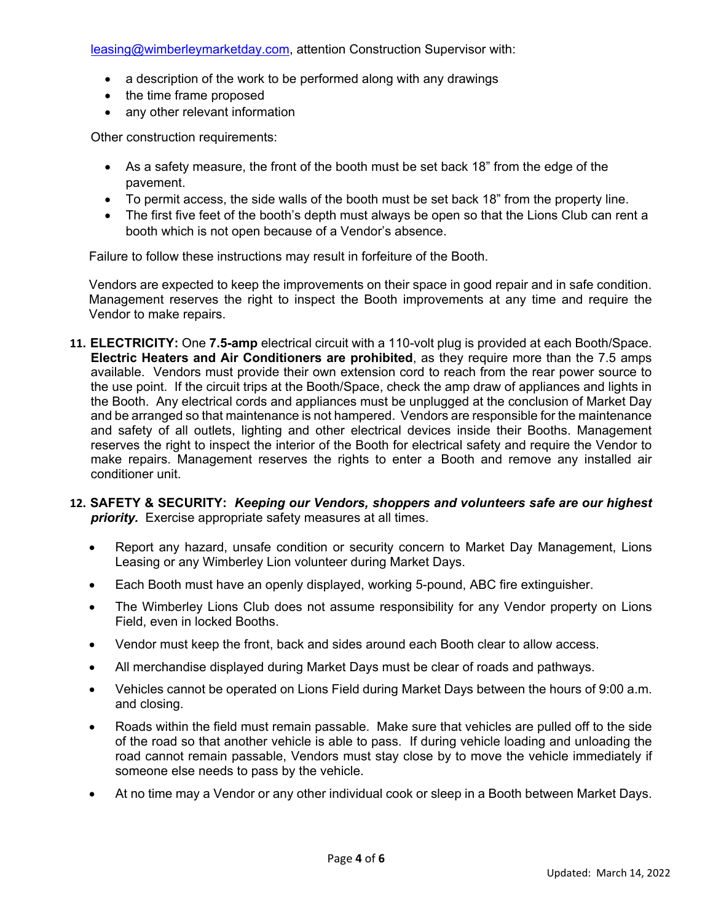leasing@wimberleymarketday.com, attention Construction Supervisor with:

- a description of the work to be performed along with any drawings
- the time frame proposed
- any other relevant information

Other construction requirements:

- As a safety measure, the front of the booth must be set back 18" from the edge of the pavement.
- To permit access, the side walls of the booth must be set back 18" from the property line.
- The first five feet of the booth's depth must always be open so that the Lions Club can rent a booth which is not open because of a Vendor's absence.

Failure to follow these instructions may result in forfeiture of the Booth.

Vendors are expected to keep the improvements on their space in good repair and in safe condition. Management reserves the right to inspect the Booth improvements at any time and require the Vendor to make repairs.

11. **ELECTRICITY:** One **7.5-amp** electrical circuit with a 110-volt plug is provided at each Booth/Space. **Electric Heaters and Air Conditioners are prohibited**, as they require more than the 7.5 amps available. Vendors must provide their own extension cord to reach from the rear power source to the use point. If the circuit trips at the Booth/Space, check the amp draw of appliances and lights in the Booth. Any electrical cords and appliances must be unplugged at the conclusion of Market Day and be arranged so that maintenance is not hampered. Vendors are responsible for the maintenance and safety of all outlets, lighting and other electrical devices inside their Booths. Management reserves the right to inspect the interior of the Booth for electrical safety and require the Vendor to make repairs. Management reserves the rights to enter a Booth and remove any installed air conditioner unit.

12. **SAFETY & SECURITY:** ***Keeping our Vendors, shoppers and volunteers safe are our highest priority.*** Exercise appropriate safety measures at all times.

    - Report any hazard, unsafe condition or security concern to Market Day Management, Lions Leasing or any Wimberley Lion volunteer during Market Days.
    - Each Booth must have an openly displayed, working 5-pound, ABC fire extinguisher.
    - The Wimberley Lions Club does not assume responsibility for any Vendor property on Lions Field, even in locked Booths.
    - Vendor must keep the front, back and sides around each Booth clear to allow access.
    - All merchandise displayed during Market Days must be clear of roads and pathways.
    - Vehicles cannot be operated on Lions Field during Market Days between the hours of 9:00 a.m. and closing.
    - Roads within the field must remain passable. Make sure that vehicles are pulled off to the side of the road so that another vehicle is able to pass. If during vehicle loading and unloading the road cannot remain passable, Vendors must stay close by to move the vehicle immediately if someone else needs to pass by the vehicle.
    - At no time may a Vendor or any other individual cook or sleep in a Booth between Market Days.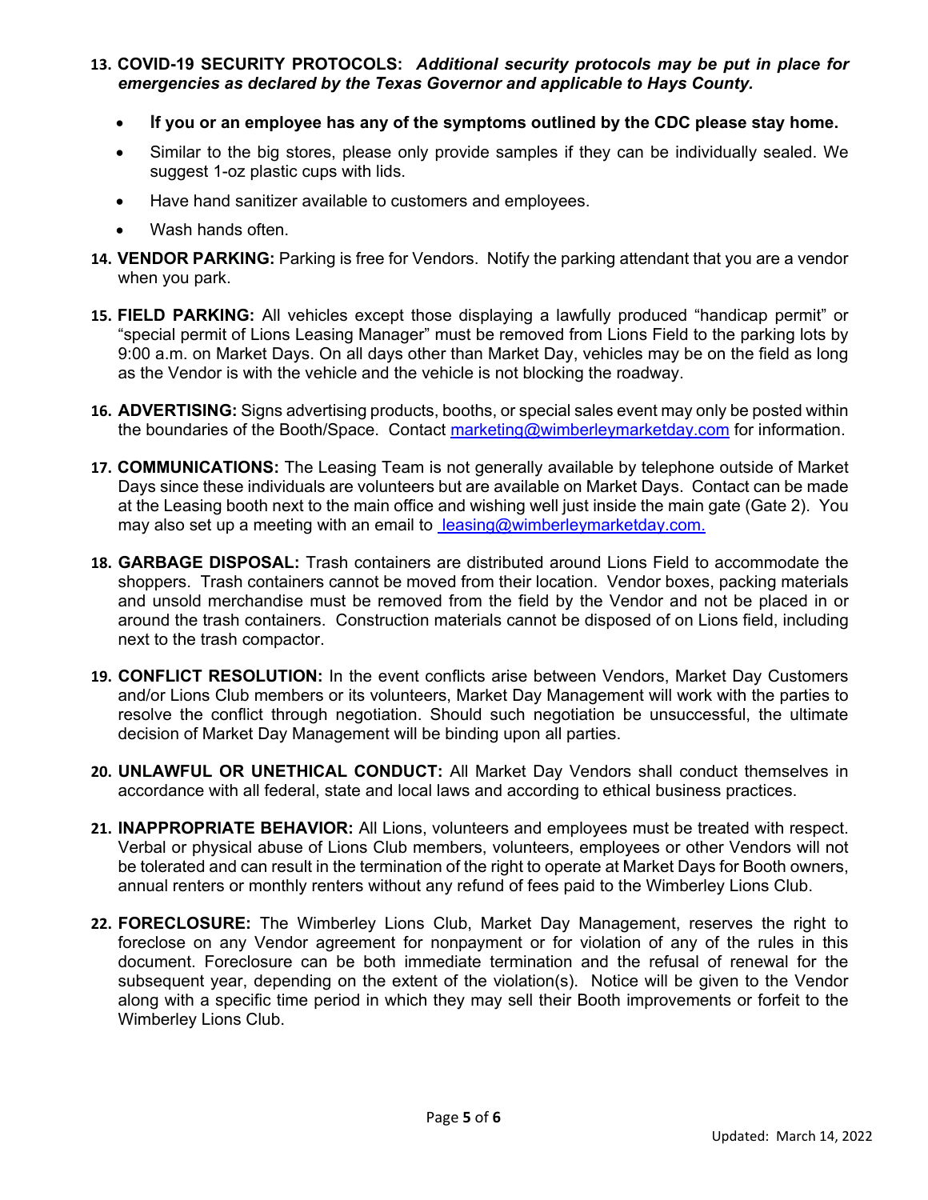13. **COVID-19 SECURITY PROTOCOLS:** ***Additional security protocols may be put in place for emergencies as declared by the Texas Governor and applicable to Hays County.***

    - **If you or an employee has any of the symptoms outlined by the CDC please stay home.**
    - Similar to the big stores, please only provide samples if they can be individually sealed. We suggest 1-oz plastic cups with lids.
    - Have hand sanitizer available to customers and employees.
    - Wash hands often.

14. **VENDOR PARKING:** Parking is free for Vendors. Notify the parking attendant that you are a vendor when you park.

15. **FIELD PARKING:** All vehicles except those displaying a lawfully produced "handicap permit" or "special permit of Lions Leasing Manager" must be removed from Lions Field to the parking lots by 9:00 a.m. on Market Days. On all days other than Market Day, vehicles may be on the field as long as the Vendor is with the vehicle and the vehicle is not blocking the roadway.

16. **ADVERTISING:** Signs advertising products, booths, or special sales event may only be posted within the boundaries of the Booth/Space. Contact marketing@wimberleymarketday.com for information.

17. **COMMUNICATIONS:** The Leasing Team is not generally available by telephone outside of Market Days since these individuals are volunteers but are available on Market Days. Contact can be made at the Leasing booth next to the main office and wishing well just inside the main gate (Gate 2). You may also set up a meeting with an email to leasing@wimberleymarketday.com.

18. **GARBAGE DISPOSAL:** Trash containers are distributed around Lions Field to accommodate the shoppers. Trash containers cannot be moved from their location. Vendor boxes, packing materials and unsold merchandise must be removed from the field by the Vendor and not be placed in or around the trash containers. Construction materials cannot be disposed of on Lions field, including next to the trash compactor.

19. **CONFLICT RESOLUTION:** In the event conflicts arise between Vendors, Market Day Customers and/or Lions Club members or its volunteers, Market Day Management will work with the parties to resolve the conflict through negotiation. Should such negotiation be unsuccessful, the ultimate decision of Market Day Management will be binding upon all parties.

20. **UNLAWFUL OR UNETHICAL CONDUCT:** All Market Day Vendors shall conduct themselves in accordance with all federal, state and local laws and according to ethical business practices.

21. **INAPPROPRIATE BEHAVIOR:** All Lions, volunteers and employees must be treated with respect. Verbal or physical abuse of Lions Club members, volunteers, employees or other Vendors will not be tolerated and can result in the termination of the right to operate at Market Days for Booth owners, annual renters or monthly renters without any refund of fees paid to the Wimberley Lions Club.

22. **FORECLOSURE:** The Wimberley Lions Club, Market Day Management, reserves the right to foreclose on any Vendor agreement for nonpayment or for violation of any of the rules in this document. Foreclosure can be both immediate termination and the refusal of renewal for the subsequent year, depending on the extent of the violation(s). Notice will be given to the Vendor along with a specific time period in which they may sell their Booth improvements or forfeit to the Wimberley Lions Club.

Updated: March 14, 2022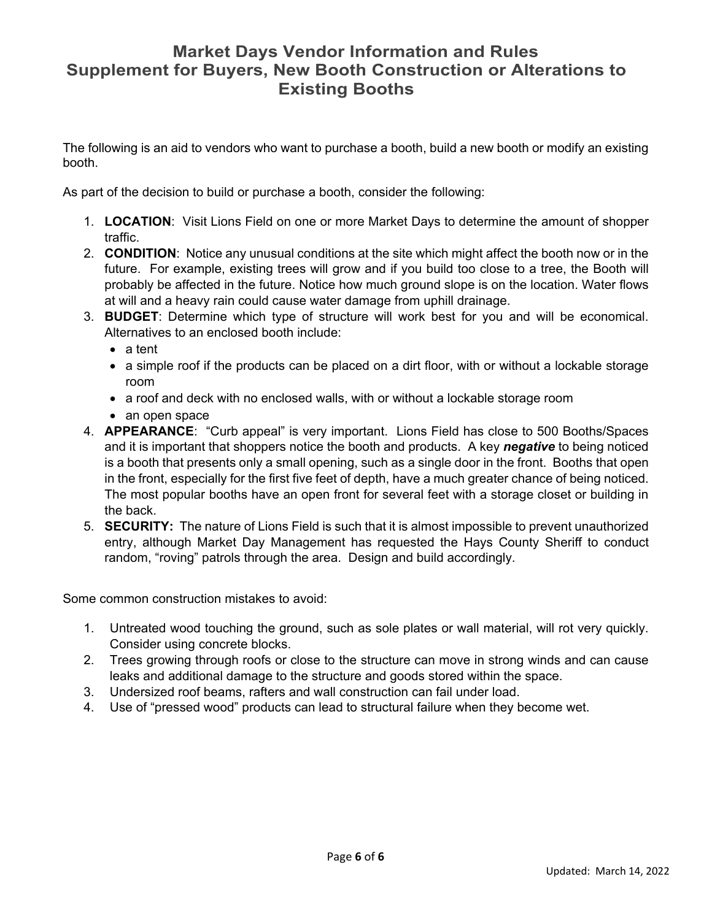# Market Days Vendor Information and Rules
# Supplement for Buyers, New Booth Construction or Alterations to Existing Booths

The following is an aid to vendors who want to purchase a booth, build a new booth or modify an existing booth.

As part of the decision to build or purchase a booth, consider the following:

1. **LOCATION**: Visit Lions Field on one or more Market Days to determine the amount of shopper traffic.
2. **CONDITION**: Notice any unusual conditions at the site which might affect the booth now or in the future. For example, existing trees will grow and if you build too close to a tree, the Booth will probably be affected in the future. Notice how much ground slope is on the location. Water flows at will and a heavy rain could cause water damage from uphill drainage.
3. **BUDGET**: Determine which type of structure will work best for you and will be economical. Alternatives to an enclosed booth include:
   - a tent
   - a simple roof if the products can be placed on a dirt floor, with or without a lockable storage room
   - a roof and deck with no enclosed walls, with or without a lockable storage room
   - an open space
4. **APPEARANCE**: "Curb appeal" is very important. Lions Field has close to 500 Booths/Spaces and it is important that shoppers notice the booth and products. A key ***negative*** to being noticed is a booth that presents only a small opening, such as a single door in the front. Booths that open in the front, especially for the first five feet of depth, have a much greater chance of being noticed. The most popular booths have an open front for several feet with a storage closet or building in the back.
5. **SECURITY:** The nature of Lions Field is such that it is almost impossible to prevent unauthorized entry, although Market Day Management has requested the Hays County Sheriff to conduct random, "roving" patrols through the area. Design and build accordingly.

Some common construction mistakes to avoid:

1. Untreated wood touching the ground, such as sole plates or wall material, will rot very quickly. Consider using concrete blocks.
2. Trees growing through roofs or close to the structure can move in strong winds and can cause leaks and additional damage to the structure and goods stored within the space.
3. Undersized roof beams, rafters and wall construction can fail under load.
4. Use of "pressed wood" products can lead to structural failure when they become wet.

Updated: March 14, 2022